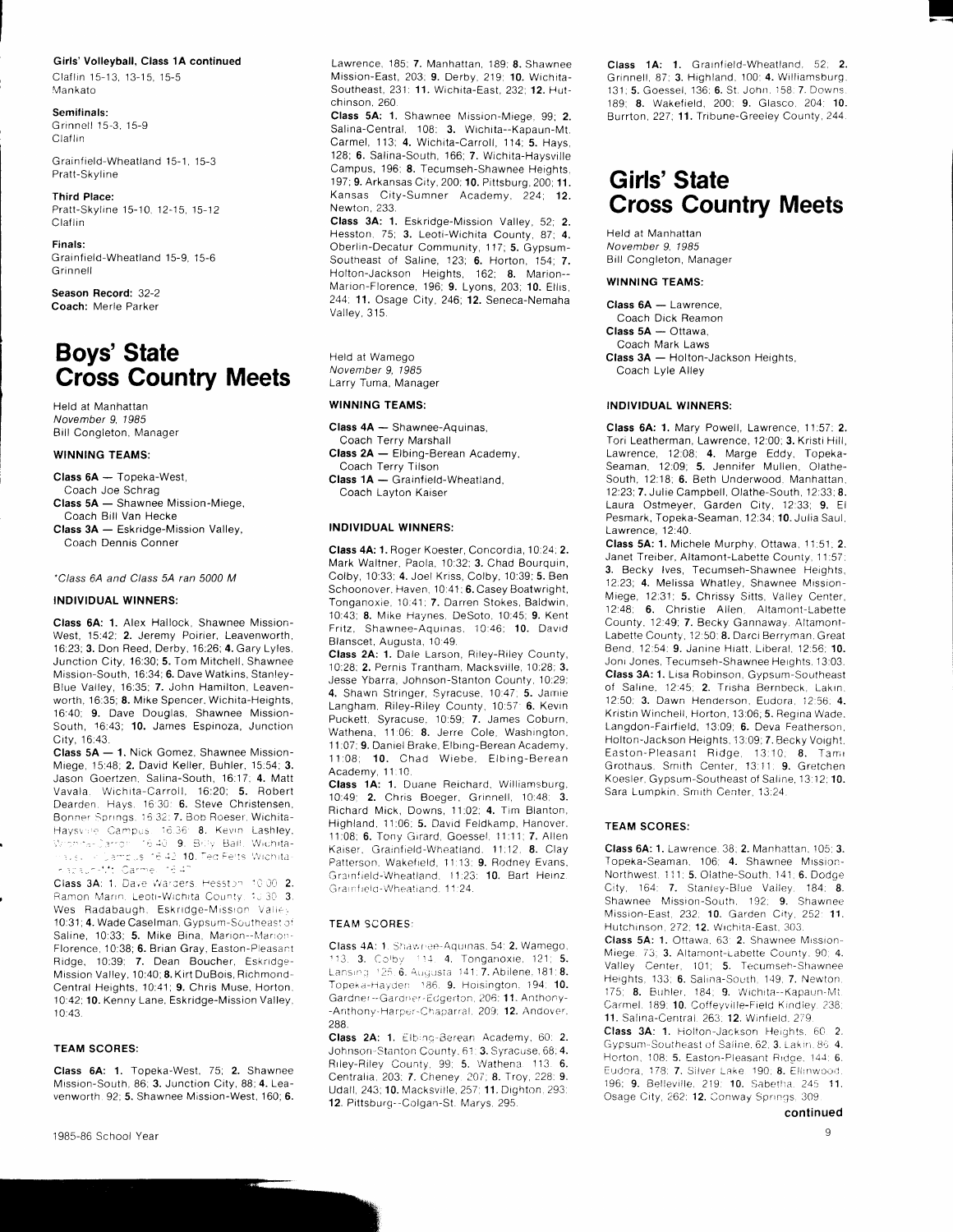#### Girls' Volleyball, Class 1A continued

Claflin 15-13, 13-15, 15-5
Mankato

**Semifinals:**
Grinnell 15-3, 15-9
Claflin

Grainfield-Wheatland 15-1, 15-3
Pratt-Skyline

**Third Place:**
Pratt-Skyline 15-10, 12-15, 15-12
Claflin

**Finals:**
Grainfield-Wheatland 15-9, 15-6
Grinnell

**Season Record:** 32-2
**Coach:** Merle Parker

# Boys' State Cross Country Meets

Held at Manhattan
*November 9, 1985*
Bill Congleton, Manager

#### WINNING TEAMS:

**Class 6A** — Topeka-West, Coach Joe Schrag
**Class 5A** — Shawnee Mission-Miege, Coach Bill Van Hecke
**Class 3A** — Eskridge-Mission Valley, Coach Dennis Conner

*\*Class 6A and Class 5A ran 5000 M*

#### INDIVIDUAL WINNERS:

**Class 6A: 1.** Alex Hallock, Shawnee Mission-West, 15:42; **2.** Jeremy Poirier, Leavenworth, 16:23; **3.** Don Reed, Derby, 16:26; **4.** Gary Lyles, Junction City, 16:30; **5.** Tom Mitchell, Shawnee Mission-South, 16:34; **6.** Dave Watkins, Stanley-Blue Valley, 16:35; **7.** John Hamilton, Leavenworth, 16:35; **8.** Mike Spencer, Wichita-Heights, 16:40; **9.** Dave Douglas, Shawnee Mission-South, 16:43; **10.** James Espinoza, Junction City, 16:43.

**Class 5A — 1.** Nick Gomez, Shawnee Mission-Miege, 15:48; **2.** David Keller, Buhler, 15:54; **3.** Jason Goertzen, Salina-South, 16:17; **4.** Matt Vavala, Wichita-Carroll, 16:20; **5.** Robert Dearden, Hays, 16:30; **6.** Steve Christensen, Bonner Springs, 16:32; **7.** Bob Roeser, Wichita-Haysville Campus, 16:36; **8.** Kevin Lashley, Wichita-Carroll, 16:40; **9.** Billy Ball, Wichita-Haysville Campus, 16:42; **10.** Ted Felts, Wichita-Kapaun-Mt. Carmel, 16:47.

**Class 3A: 1.** Dave Warders, Hesston, 10:00; **2.** Ramon Marin, Leoti-Wichita County, 10:30; **3.** Wes Radabaugh, Eskridge-Mission Valley, 10:31; **4.** Wade Caselman, Gypsum-Southeast of Saline, 10:33; **5.** Mike Bina, Marion-Marion-Florence, 10:38; **6.** Brian Gray, Easton-Pleasant Ridge, 10:39; **7.** Dean Boucher, Eskridge-Mission Valley, 10:40; **8.** Kirt DuBois, Richmond-Central Heights, 10:41; **9.** Chris Muse, Horton, 10:42; **10.** Kenny Lane, Eskridge-Mission Valley, 10:43.

#### TEAM SCORES:

**Class 6A: 1.** Topeka-West, 75; **2.** Shawnee Mission-South, 86; **3.** Junction City, 88; **4.** Leavenworth, 92; **5.** Shawnee Mission-West, 160; **6.** Lawrence, 185; **7.** Manhattan, 189; **8.** Shawnee Mission-East, 203; **9.** Derby, 219; **10.** Wichita-Southeast, 231; **11.** Wichita-East, 232; **12.** Hutchinson, 260.

**Class 5A: 1.** Shawnee Mission-Miege, 99; **2.** Salina-Central, 108; **3.** Wichita--Kapaun-Mt. Carmel, 113; **4.** Wichita-Carroll, 114; **5.** Hays, 128; **6.** Salina-South, 166; **7.** Wichita-Haysville Campus, 196; **8.** Tecumseh-Shawnee Heights, 197; **9.** Arkansas City, 200; **10.** Pittsburg, 200; **11.** Kansas City-Sumner Academy, 224; **12.** Newton, 233.

**Class 3A: 1.** Eskridge-Mission Valley, 52; **2.** Hesston, 75; **3.** Leoti-Wichita County, 87; **4.** Oberlin-Decatur Community, 117; **5.** Gypsum-Southeast of Saline, 123; **6.** Horton, 154; **7.** Holton-Jackson Heights, 162; **8.** Marion--Marion-Florence, 196; **9.** Lyons, 203; **10.** Ellis, 244; **11.** Osage City, 246; **12.** Seneca-Nemaha Valley, 315.

Held at Wamego
*November 9, 1985*
Larry Tuma, Manager

#### WINNING TEAMS:

**Class 4A** — Shawnee-Aquinas, Coach Terry Marshall
**Class 2A** — Elbing-Berean Academy, Coach Terry Tilson
**Class 1A** — Grainfield-Wheatland, Coach Layton Kaiser

#### INDIVIDUAL WINNERS:

**Class 4A: 1.** Roger Koester, Concordia, 10:24; **2.** Mark Waltner, Paola, 10:32; **3.** Chad Bourquin, Colby, 10:33; **4.** Joel Kriss, Colby, 10:39; **5.** Ben Schoonover, Haven, 10:41; **6.** Casey Boatwright, Tonganoxie, 10:41; **7.** Darren Stokes, Baldwin, 10:43; **8.** Mike Haynes, DeSoto, 10:45; **9.** Kent Fritz, Shawnee-Aquinas, 10:46; **10.** David Blanscet, Augusta, 10:49.

**Class 2A: 1.** Dale Larson, Riley-Riley County, 10:28; **2.** Pernis Trantham, Macksville, 10:28; **3.** Jesse Ybarra, Johnson-Stanton County, 10:29; **4.** Shawn Stringer, Syracuse, 10:47; **5.** Jamie Langham, Riley-Riley County, 10:57; **6.** Kevin Puckett, Syracuse, 10:59; **7.** James Coburn, Wathena, 11:06; **8.** Jerre Cole, Washington, 11:07; **9.** Daniel Brake, Elbing-Berean Academy, 11:08; **10.** Chad Wiebe, Elbing-Berean Academy, 11:10.

**Class 1A: 1.** Duane Reichard, Williamsburg, 10:49; **2.** Chris Boeger, Grinnell, 10:48; **3.** Richard Mick, Downs, 11:02; **4.** Tim Blanton, Highland, 11:06; **5.** David Feldkamp, Hanover, 11:08; **6.** Tony Girard, Goessel, 11:11; **7.** Allen Kaiser, Grainfield-Wheatland, 11:12; **8.** Clay Patterson, Wakefield, 11:13; **9.** Rodney Evans, Grainfield-Wheatland, 11:23; **10.** Bart Heinz, Grainfield-Wheatland, 11:24.

#### TEAM SCORES:

**Class 4A: 1.** Shawnee-Aquinas, 54; **2.** Wamego, 113; **3.** Colby, 114; **4.** Tonganoxie, 121; **5.** Lansing, 125; **6.** Augusta, 141; **7.** Abilene, 181; **8.** Topeka-Hayden, 186; **9.** Hoisington, 194; **10.** Gardner--Gardner-Edgerton, 206; **11.** Anthony--Anthony-Harper-Chaparral, 209; **12.** Andover, 288.

**Class 2A: 1.** Elbing-Berean Academy, 60; **2.** Johnson-Stanton County, 61; **3.** Syracuse, 68; **4.** Riley-Riley County, 99; **5.** Wathena, 113; **6.** Centralia, 203; **7.** Cheney, 207; **8.** Troy, 228; **9.** Udall, 243; **10.** Macksville, 257; **11.** Dighton, 293; **12.** Pittsburg--Colgan-St. Marys, 295.

**Class 1A: 1.** Grainfield-Wheatland, 52; **2.** Grinnell, 87; **3.** Highland, 100; **4.** Williamsburg, 131; **5.** Goessel, 136; **6.** St. John, 158; **7.** Downs, 189; **8.** Wakefield, 200; **9.** Glasco, 204; **10.** Burrton, 227; **11.** Tribune-Greeley County, 244.

# Girls' State Cross Country Meets

Held at Manhattan
*November 9, 1985*
Bill Congleton, Manager

#### WINNING TEAMS:

**Class 6A** — Lawrence, Coach Dick Reamon
**Class 5A** — Ottawa, Coach Mark Laws
**Class 3A** — Holton-Jackson Heights, Coach Lyle Alley

#### INDIVIDUAL WINNERS:

**Class 6A: 1.** Mary Powell, Lawrence, 11:57; **2.** Tori Leatherman, Lawrence, 12:00; **3.** Kristi Hill, Lawrence, 12:08; **4.** Marge Eddy, Topeka-Seaman, 12:09; **5.** Jennifer Mullen, Olathe-South, 12:18; **6.** Beth Underwood, Manhattan, 12:23; **7.** Julie Campbell, Olathe-South, 12:33; **8.** Laura Ostmeyer, Garden City, 12:33; **9.** El Pesmark, Topeka-Seaman, 12:34; **10.** Julia Saul, Lawrence, 12:40.

**Class 5A: 1.** Michele Murphy, Ottawa, 11:51; **2.** Janet Treiber, Altamont-Labette County, 11:57; **3.** Becky Ives, Tecumseh-Shawnee Heights, 12:23; **4.** Melissa Whatley, Shawnee Mission-Miege, 12:31; **5.** Chrissy Sitts, Valley Center, 12:48; **6.** Christie Allen, Altamont-Labette County, 12:49; **7.** Becky Gannaway, Altamont-Labette County, 12:50; **8.** Darci Berryman, Great Bend, 12:54; **9.** Janine Hiatt, Liberal, 12:56; **10.** Joni Jones, Tecumseh-Shawnee Heights, 13:03.

**Class 3A: 1.** Lisa Robinson, Gypsum-Southeast of Saline, 12:45; **2.** Trisha Bernbeck, Lakin, 12:50; **3.** Dawn Henderson, Eudora, 12:56; **4.** Kristin Winchell, Horton, 13:06; **5.** Regina Wade, Langdon-Fairfield, 13:09; **6.** Deva Featherson, Holton-Jackson Heights, 13:09; **7.** Becky Voight, Easton-Pleasant Ridge, 13:10; **8.** Tami Grothaus, Smith Center, 13:11; **9.** Gretchen Koesler, Gypsum-Southeast of Saline, 13:12; **10.** Sara Lumpkin, Smith Center, 13:24.

#### TEAM SCORES:

**Class 6A: 1.** Lawrence, 38; **2.** Manhattan, 105; **3.** Topeka-Seaman, 106; **4.** Shawnee Mission-Northwest, 111; **5.** Olathe-South, 141; **6.** Dodge City, 164; **7.** Stanley-Blue Valley, 184; **8.** Shawnee Mission-South, 192; **9.** Shawnee Mission-East, 232; **10.** Garden City, 252; **11.** Hutchinson, 272; **12.** Wichita-East, 303.

**Class 5A: 1.** Ottawa, 63; **2.** Shawnee Mission-Miege, 73; **3.** Altamont-Labette County, 90; **4.** Valley Center, 101; **5.** Tecumseh-Shawnee Heights, 133; **6.** Salina-South, 149; **7.** Newton, 175; **8.** Buhler, 184; **9.** Wichita--Kapaun-Mt. Carmel, 189; **10.** Coffeyville-Field Kindley, 238; **11.** Salina-Central, 263; **12.** Winfield, 279.

**Class 3A: 1.** Holton-Jackson Heights, 60; **2.** Gypsum-Southeast of Saline, 62; **3.** Lakin, 86; **4.** Horton, 108; **5.** Easton-Pleasant Ridge, 144; **6.** Eudora, 178; **7.** Silver Lake, 190; **8.** Ellinwood, 196; **9.** Belleville, 219; **10.** Sabetha, 245; **11.** Osage City, 262; **12.** Conway Springs, 309.

**continued**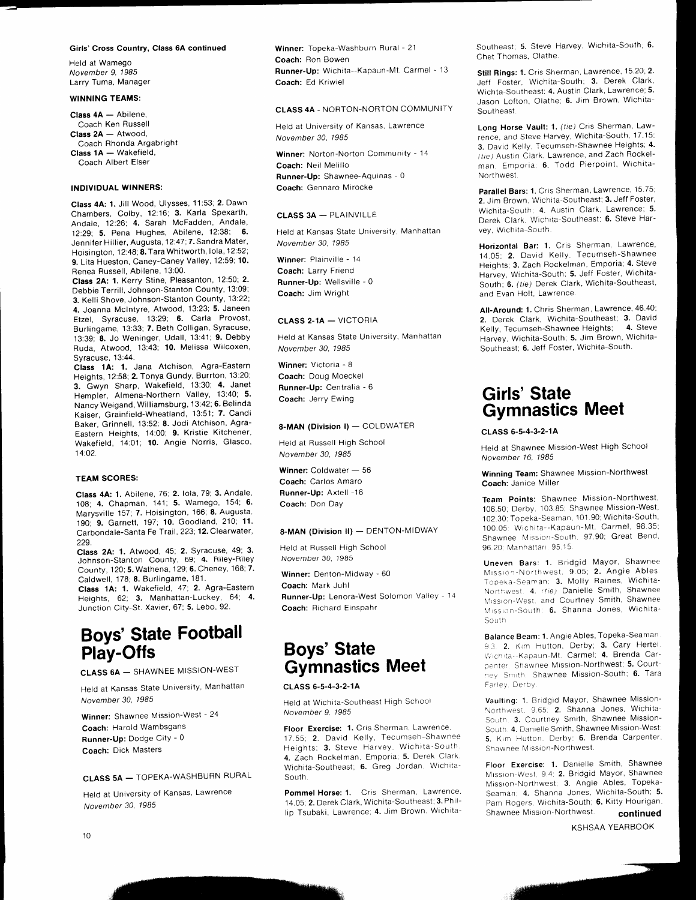**Girls' Cross Country, Class 6A continued**

Held at Wamego
*November 9, 1985*
Larry Tuma, Manager

**WINNING TEAMS:**

**Class 4A** — Abilene,
Coach Ken Russell
**Class 2A** — Atwood,
Coach Rhonda Argabright
**Class 1A** — Wakefield,
Coach Albert Elser

**INDIVIDUAL WINNERS:**

**Class 4A: 1.** Jill Wood, Ulysses, 11:53; **2.** Dawn Chambers, Colby, 12:16; **3.** Karla Spexarth, Andale, 12:26; **4.** Sarah McFadden, Andale, 12:29; **5.** Pena Hughes, Abilene, 12:38; **6.** Jennifer Hillier, Augusta, 12:47; **7.** Sandra Mater, Hoisington, 12:48; **8.** Tara Whitworth, Iola, 12:52; **9.** Lita Hueston, Caney-Caney Valley, 12:59; **10.** Renea Russell, Abilene, 13:00.

**Class 2A: 1.** Kerry Stine, Pleasanton, 12:50; **2.** Debbie Terrill, Johnson-Stanton County, 13:09; **3.** Kelli Shove, Johnson-Stanton County, 13:22; **4.** Joanna McIntyre, Atwood, 13:23; **5.** Janeen Etzel, Syracuse, 13:29; **6.** Carla Provost, Burlingame, 13:33; **7.** Beth Colligan, Syracuse, 13:39; **8.** Jo Weninger, Udall, 13:41; **9.** Debby Ruda, Atwood, 13:43; **10.** Melissa Wilcoxen, Syracuse, 13:44.

**Class 1A: 1.** Jana Atchison, Agra-Eastern Heights, 12:58; **2.** Tonya Gundy, Burrton, 13:20; **3.** Gwyn Sharp, Wakefield, 13:30; **4.** Janet Hempler, Almena-Northern Valley, 13:40; **5.** Nancy Weigand, Williamsburg, 13:42; **6.** Belinda Kaiser, Grainfield-Wheatland, 13:51; **7.** Candi Baker, Grinnell, 13:52; **8.** Jodi Atchison, Agra-Eastern Heights, 14:00; **9.** Kristie Kitchener, Wakefield, 14:01; **10.** Angie Norris, Glasco, 14:02.

**TEAM SCORES:**

**Class 4A: 1.** Abilene, 76; **2.** Iola, 79; **3.** Andale, 108; **4.** Chapman, 141; **5.** Wamego, 154; **6.** Marysville 157; **7.** Hoisington, 166; **8.** Augusta, 190; **9.** Garnett, 197; **10.** Goodland, 210; **11.** Carbondale-Santa Fe Trail, 223; **12.** Clearwater, 229.

**Class 2A: 1.** Atwood, 45; **2.** Syracuse, 49; **3.** Johnson-Stanton County, 69; **4.** Riley-Riley County, 120; **5.** Wathena, 129; **6.** Cheney, 168; **7.** Caldwell, 178; **8.** Burlingame, 181.

**Class 1A: 1.** Wakefield, 47; **2.** Agra-Eastern Heights, 62; **3.** Manhattan-Luckey, 64; **4.** Junction City-St. Xavier, 67; **5.** Lebo, 92.

# Boys' State Football Play-Offs

**CLASS 6A** — SHAWNEE MISSION-WEST

Held at Kansas State University, Manhattan
*November 30, 1985*

**Winner:** Shawnee Mission-West - 24
**Coach:** Harold Wambsgans
**Runner-Up:** Dodge City - 0
**Coach:** Dick Masters

**CLASS 5A** — TOPEKA-WASHBURN RURAL

Held at University of Kansas, Lawrence
*November 30, 1985*

**Winner:** Topeka-Washburn Rural - 21
**Coach:** Ron Bowen
**Runner-Up:** Wichita--Kapaun-Mt. Carmel - 13
**Coach:** Ed Kriwiel

**CLASS 4A** - NORTON-NORTON COMMUNITY

Held at University of Kansas, Lawrence
*November 30, 1985*

**Winner:** Norton-Norton Community - 14
**Coach:** Neil Melillo
**Runner-Up:** Shawnee-Aquinas - 0
**Coach:** Gennaro Mirocke

**CLASS 3A** — PLAINVILLE

Held at Kansas State University, Manhattan
*November 30, 1985*

**Winner:** Plainville - 14
**Coach:** Larry Friend
**Runner-Up:** Wellsville - 0
**Coach:** Jim Wright

**CLASS 2-1A** — VICTORIA

Held at Kansas State University, Manhattan
*November 30, 1985*

**Winner:** Victoria - 8
**Coach:** Doug Moeckel
**Runner-Up:** Centralia - 6
**Coach:** Jerry Ewing

**8-MAN (Division I)** — COLDWATER

Held at Russell High School
*November 30, 1985*

**Winner:** Coldwater — 56
**Coach:** Carlos Amaro
**Runner-Up:** Axtell -16
**Coach:** Don Day

**8-MAN (Division II)** — DENTON-MIDWAY

Held at Russell High School
*November 30, 1985*

**Winner:** Denton-Midway - 60
**Coach:** Mark Juhl
**Runner-Up:** Lenora-West Solomon Valley - 14
**Coach:** Richard Einspahr

# Boys' State Gymnastics Meet

**CLASS 6-5-4-3-2-1A**

Held at Wichita-Southeast High School
*November 9, 1985*

**Floor Exercise: 1.** Cris Sherman, Lawrence, 17.55; **2.** David Kelly, Tecumseh-Shawnee Heights; **3.** Steve Harvey, Wichita-South; **4.** Zach Rockelman, Emporia; **5.** Derek Clark, Wichita-Southeast; **6.** Greg Jordan, Wichita-South.

**Pommel Horse: 1.** Cris Sherman, Lawrence, 14.05; **2.** Derek Clark, Wichita-Southeast; **3.** Phillip Tsubaki, Lawrence; **4.** Jim Brown, Wichita-Southeast; **5.** Steve Harvey, Wichita-South; **6.** Chet Thomas, Olathe.

**Still Rings: 1.** Cris Sherman, Lawrence, 15.20; **2.** Jeff Foster, Wichita-South; **3.** Derek Clark, Wichta-Southeast; **4.** Austin Clark, Lawrence; **5.** Jason Lofton, Olathe; **6.** Jim Brown, Wichita-Southeast.

**Long Horse Vault: 1.** *(tie)* Cris Sherman, Lawrence, and Steve Harvey, Wichita-South, 17.15; **3.** David Kelly, Tecumseh-Shawnee Heights; **4.** *(tie)* Austin Clark, Lawrence, and Zach Rockelman, Emporia; **6.** Todd Pierpoint, Wichita-Northwest.

**Parallel Bars: 1.** Cris Sherman, Lawrence, 15.75; **2.** Jim Brown, Wichita-Southeast; **3.** Jeff Foster, Wichita-South; **4.** Austin Clark, Lawrence; **5.** Derek Clark, Wichita-Southeast; **6.** Steve Harvey, Wichita-South.

**Horizontal Bar: 1.** Cris Sherman, Lawrence, 14.05; **2.** David Kelly, Tecumseh-Shawnee Heights; **3.** Zach Rockelman, Emporia; **4.** Steve Harvey, Wichita-South; **5.** Jeff Foster, Wichita-South; **6.** *(tie)* Derek Clark, Wichita-Southeast, and Evan Holt, Lawrence.

**All-Around: 1.** Chris Sherman, Lawrence, 46.40; **2.** Derek Clark, Wichita-Southeast; **3.** David Kelly, Tecumseh-Shawnee Heights; **4.** Steve Harvey, Wichita-South; **5.** Jim Brown, Wichita-Southeast; **6.** Jeff Foster, Wichita-South.

# Girls' State Gymnastics Meet

**CLASS 6-5-4-3-2-1A**

Held at Shawnee Mission-West High School
*November 16, 1985*

**Winning Team:** Shawnee Mission-Northwest
**Coach:** Janice Miller

**Team Points:** Shawnee Mission-Northwest, 106.50; Derby, 103.85; Shawnee Mission-West, 102.30; Topeka-Seaman, 101.90; Wichita-South, 100.05; Wichita--Kapaun-Mt. Carmel, 98.35; Shawnee Mission-South, 97.90; Great Bend, 96.20; Manhattan, 95.15.

**Uneven Bars: 1.** Bridgid Mayor, Shawnee Mission-Northwest, 9.05; **2.** Angie Ables, Topeka-Seaman; **3.** Molly Raines, Wichita-Northwest; **4.** *(tie)* Danielle Smith, Shawnee Mission-West, and Courtney Smith, Shawnee Mission-South; **6.** Shanna Jones, Wichita-South.

**Balance Beam: 1.** Angie Ables, Topeka-Seaman, 9.3; **2.** Kim Hutton, Derby; **3.** Cary Hertel, Wichita--Kapaun-Mt. Carmel; **4.** Brenda Carpenter, Shawnee Mission-Northwest; **5.** Courtney Smith, Shawnee Mission-South; **6.** Tara Farley, Derby.

**Vaulting: 1.** Bridgid Mayor, Shawnee Mission-Northwest, 9.65; **2.** Shanna Jones, Wichita-South; **3.** Courtney Smith, Shawnee Mission-South; **4.** Danielle Smith, Shawnee Mission-West; **5.** Kim Hutton, Derby; **6.** Brenda Carpenter, Shawnee Mission-Northwest.

**Floor Exercise: 1.** Danielle Smith, Shawnee Mission-West, 9.4; **2.** Bridgid Mayor, Shawnee Mission-Northwest; **3.** Angie Ables, Topeka-Seaman; **4.** Shanna Jones, Wichita-South; **5.** Pam Rogers, Wichita-South; **6.** Kitty Hourigan, Shawnee Mission-Northwest. **continued**